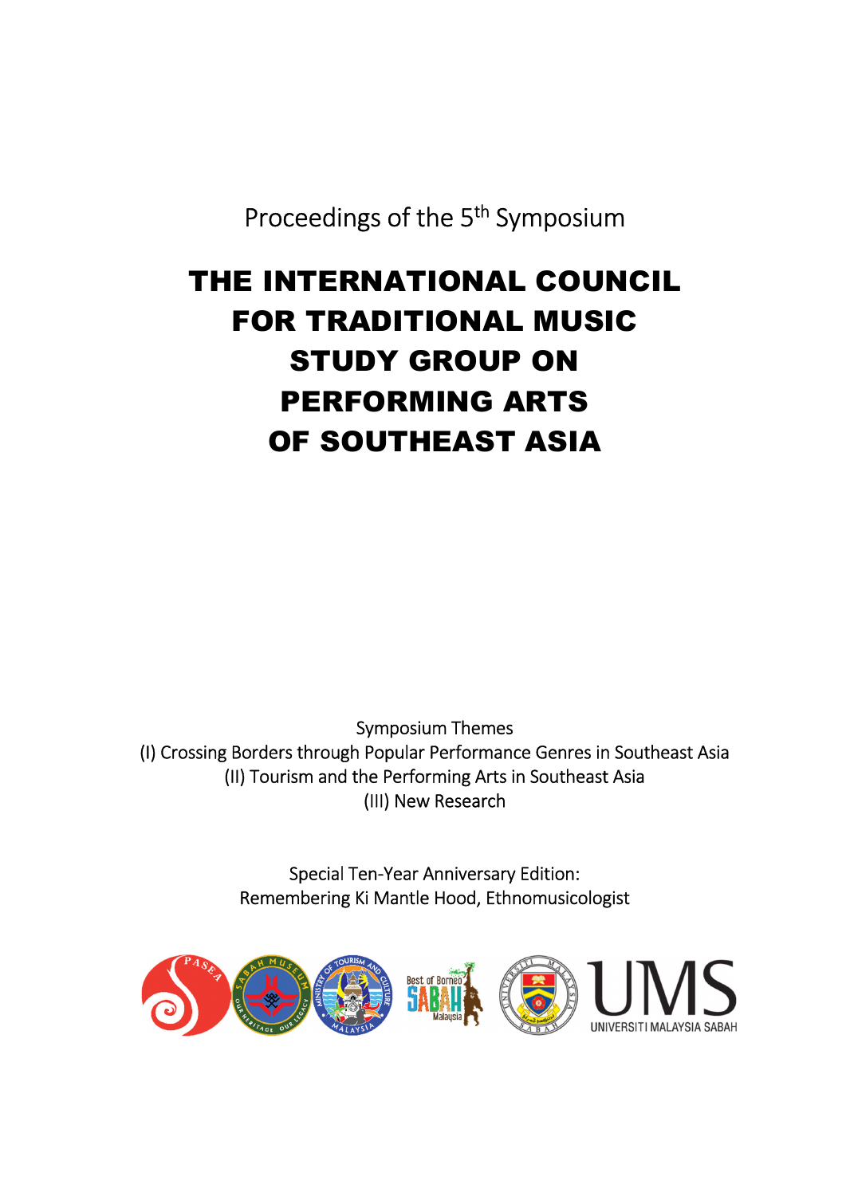Proceedings of the 5th Symposium

# THE INTERNATIONAL COUNCIL FOR TRADITIONAL MUSIC STUDY GROUP ON PERFORMING ARTS OF SOUTHEAST ASIA

Symposium Themes

(I) Crossing Borders through Popular Performance Genres in Southeast Asia

(II) Tourism and the Performing Arts in Southeast Asia

(III) New Research

Special Ten-Year Anniversary Edition:
Remembering Ki Mantle Hood, Ethnomusicologist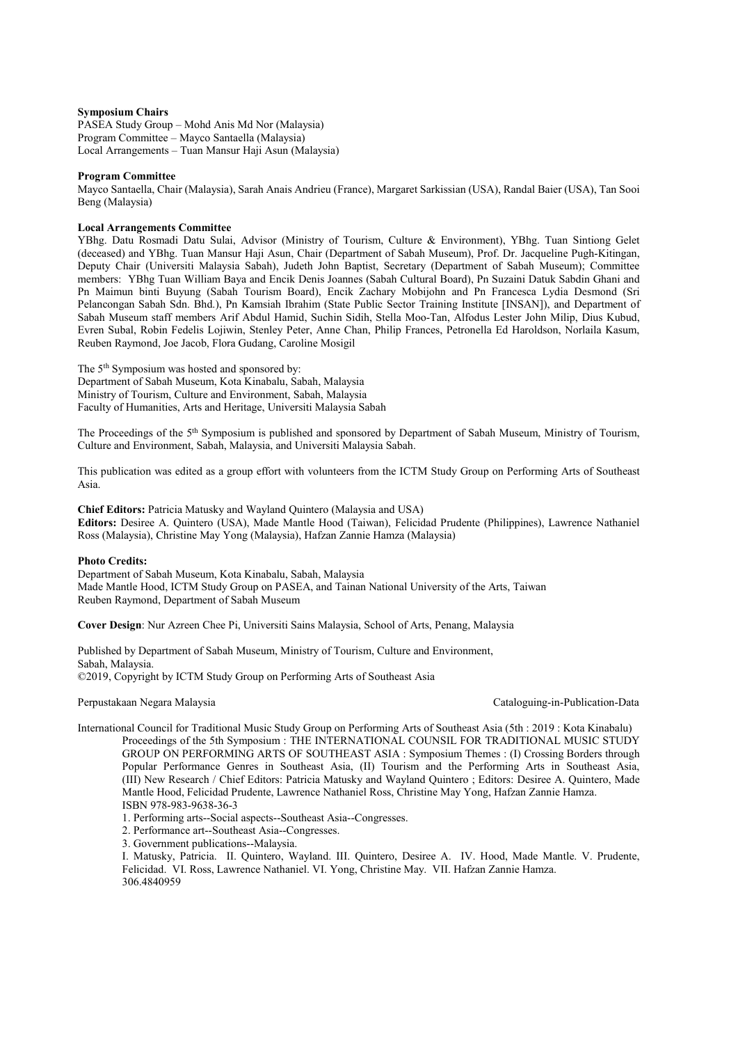**Symposium Chairs**
PASEA Study Group – Mohd Anis Md Nor (Malaysia)
Program Committee – Mayco Santaella (Malaysia)
Local Arrangements – Tuan Mansur Haji Asun (Malaysia)

**Program Committee**
Mayco Santaella, Chair (Malaysia), Sarah Anais Andrieu (France), Margaret Sarkissian (USA), Randal Baier (USA), Tan Sooi Beng (Malaysia)

**Local Arrangements Committee**
YBhg. Datu Rosmadi Datu Sulai, Advisor (Ministry of Tourism, Culture & Environment), YBhg. Tuan Sintiong Gelet (deceased) and YBhg. Tuan Mansur Haji Asun, Chair (Department of Sabah Museum), Prof. Dr. Jacqueline Pugh-Kitingan, Deputy Chair (Universiti Malaysia Sabah), Judeth John Baptist, Secretary (Department of Sabah Museum); Committee members: YBhg Tuan William Baya and Encik Denis Joannes (Sabah Cultural Board), Pn Suzaini Datuk Sabdin Ghani and Pn Maimun binti Buyung (Sabah Tourism Board), Encik Zachary Mobijohn and Pn Francesca Lydia Desmond (Sri Pelancongan Sabah Sdn. Bhd.), Pn Kamsiah Ibrahim (State Public Sector Training Institute [INSAN]), and Department of Sabah Museum staff members Arif Abdul Hamid, Suchin Sidih, Stella Moo-Tan, Alfodus Lester John Milip, Dius Kubud, Evren Subal, Robin Fedelis Lojiwin, Stenley Peter, Anne Chan, Philip Frances, Petronella Ed Haroldson, Norlaila Kasum, Reuben Raymond, Joe Jacob, Flora Gudang, Caroline Mosigil

The 5th Symposium was hosted and sponsored by:
Department of Sabah Museum, Kota Kinabalu, Sabah, Malaysia
Ministry of Tourism, Culture and Environment, Sabah, Malaysia
Faculty of Humanities, Arts and Heritage, Universiti Malaysia Sabah

The Proceedings of the 5th Symposium is published and sponsored by Department of Sabah Museum, Ministry of Tourism, Culture and Environment, Sabah, Malaysia, and Universiti Malaysia Sabah.

This publication was edited as a group effort with volunteers from the ICTM Study Group on Performing Arts of Southeast Asia.

**Chief Editors:** Patricia Matusky and Wayland Quintero (Malaysia and USA)
**Editors:** Desiree A. Quintero (USA), Made Mantle Hood (Taiwan), Felicidad Prudente (Philippines), Lawrence Nathaniel Ross (Malaysia), Christine May Yong (Malaysia), Hafzan Zannie Hamza (Malaysia)

**Photo Credits:**
Department of Sabah Museum, Kota Kinabalu, Sabah, Malaysia
Made Mantle Hood, ICTM Study Group on PASEA, and Tainan National University of the Arts, Taiwan
Reuben Raymond, Department of Sabah Museum

**Cover Design**: Nur Azreen Chee Pi, Universiti Sains Malaysia, School of Arts, Penang, Malaysia

Published by Department of Sabah Museum, Ministry of Tourism, Culture and Environment, Sabah, Malaysia.
©2019, Copyright by ICTM Study Group on Performing Arts of Southeast Asia

Perpustakaan Negara Malaysia Cataloguing-in-Publication-Data

International Council for Traditional Music Study Group on Performing Arts of Southeast Asia (5th : 2019 : Kota Kinabalu)
Proceedings of the 5th Symposium : THE INTERNATIONAL COUNSIL FOR TRADITIONAL MUSIC STUDY GROUP ON PERFORMING ARTS OF SOUTHEAST ASIA : Symposium Themes : (I) Crossing Borders through Popular Performance Genres in Southeast Asia, (II) Tourism and the Performing Arts in Southeast Asia, (III) New Research / Chief Editors: Patricia Matusky and Wayland Quintero ; Editors: Desiree A. Quintero, Made Mantle Hood, Felicidad Prudente, Lawrence Nathaniel Ross, Christine May Yong, Hafzan Zannie Hamza.
ISBN 978-983-9638-36-3
1. Performing arts--Social aspects--Southeast Asia--Congresses.
2. Performance art--Southeast Asia--Congresses.
3. Government publications--Malaysia.
I. Matusky, Patricia. II. Quintero, Wayland. III. Quintero, Desiree A. IV. Hood, Made Mantle. V. Prudente, Felicidad. VI. Ross, Lawrence Nathaniel. VI. Yong, Christine May. VII. Hafzan Zannie Hamza.
306.4840959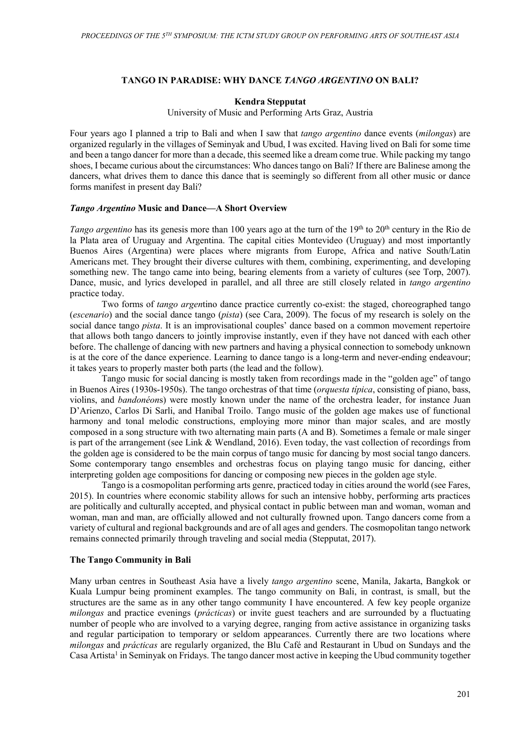## TANGO IN PARADISE: WHY DANCE *TANGO ARGENTINO* ON BALI?

**Kendra Stepputat**

University of Music and Performing Arts Graz, Austria

Four years ago I planned a trip to Bali and when I saw that *tango argentino* dance events (*milongas*) are organized regularly in the villages of Seminyak and Ubud, I was excited. Having lived on Bali for some time and been a tango dancer for more than a decade, this seemed like a dream come true. While packing my tango shoes, I became curious about the circumstances: Who dances tango on Bali? If there are Balinese among the dancers, what drives them to dance this dance that is seemingly so different from all other music or dance forms manifest in present day Bali?

### *Tango Argentino* Music and Dance—A Short Overview

*Tango argentino* has its genesis more than 100 years ago at the turn of the 19th to 20th century in the Rio de la Plata area of Uruguay and Argentina. The capital cities Montevideo (Uruguay) and most importantly Buenos Aires (Argentina) were places where migrants from Europe, Africa and native South/Latin Americans met. They brought their diverse cultures with them, combining, experimenting, and developing something new. The tango came into being, bearing elements from a variety of cultures (see Torp, 2007). Dance, music, and lyrics developed in parallel, and all three are still closely related in *tango argentino* practice today.

Two forms of *tango argen*tino dance practice currently co-exist: the staged, choreographed tango (*escenario*) and the social dance tango (*pista*) (see Cara, 2009). The focus of my research is solely on the social dance tango *pista*. It is an improvisational couples' dance based on a common movement repertoire that allows both tango dancers to jointly improvise instantly, even if they have not danced with each other before. The challenge of dancing with new partners and having a physical connection to somebody unknown is at the core of the dance experience. Learning to dance tango is a long-term and never-ending endeavour; it takes years to properly master both parts (the lead and the follow).

Tango music for social dancing is mostly taken from recordings made in the "golden age" of tango in Buenos Aires (1930s-1950s). The tango orchestras of that time (*orquesta típica*, consisting of piano, bass, violins, and *bandonéon*s) were mostly known under the name of the orchestra leader, for instance Juan D'Arienzo, Carlos Di Sarli, and Hanibal Troilo. Tango music of the golden age makes use of functional harmony and tonal melodic constructions, employing more minor than major scales, and are mostly composed in a song structure with two alternating main parts (A and B). Sometimes a female or male singer is part of the arrangement (see Link & Wendland, 2016). Even today, the vast collection of recordings from the golden age is considered to be the main corpus of tango music for dancing by most social tango dancers. Some contemporary tango ensembles and orchestras focus on playing tango music for dancing, either interpreting golden age compositions for dancing or composing new pieces in the golden age style.

Tango is a cosmopolitan performing arts genre, practiced today in cities around the world (see Fares, 2015). In countries where economic stability allows for such an intensive hobby, performing arts practices are politically and culturally accepted, and physical contact in public between man and woman, woman and woman, man and man, are officially allowed and not culturally frowned upon. Tango dancers come from a variety of cultural and regional backgrounds and are of all ages and genders. The cosmopolitan tango network remains connected primarily through traveling and social media (Stepputat, 2017).

### The Tango Community in Bali

Many urban centres in Southeast Asia have a lively *tango argentino* scene, Manila, Jakarta, Bangkok or Kuala Lumpur being prominent examples. The tango community on Bali, in contrast, is small, but the structures are the same as in any other tango community I have encountered. A few key people organize *milongas* and practice evenings (*prácticas*) or invite guest teachers and are surrounded by a fluctuating number of people who are involved to a varying degree, ranging from active assistance in organizing tasks and regular participation to temporary or seldom appearances. Currently there are two locations where *milongas* and *prácticas* are regularly organized, the Blu Café and Restaurant in Ubud on Sundays and the Casa Artista[1] in Seminyak on Fridays. The tango dancer most active in keeping the Ubud community together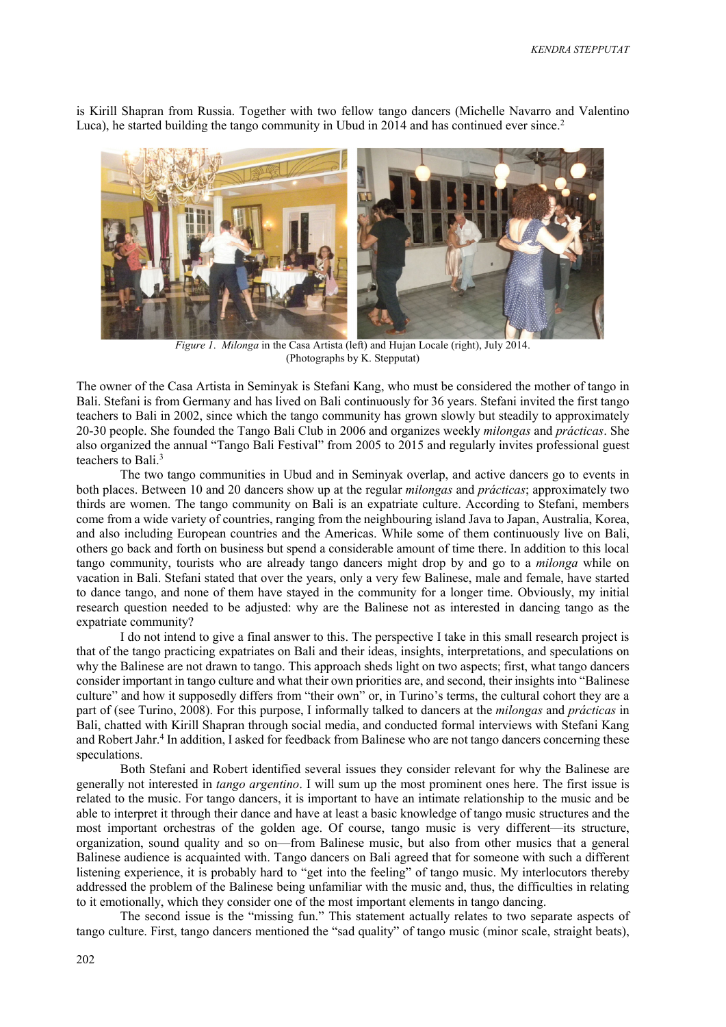is Kirill Shapran from Russia. Together with two fellow tango dancers (Michelle Navarro and Valentino Luca), he started building the tango community in Ubud in 2014 and has continued ever since.[2]

*Figure 1*. *Milonga* in the Casa Artista (left) and Hujan Locale (right), July 2014. (Photographs by K. Stepputat)

The owner of the Casa Artista in Seminyak is Stefani Kang, who must be considered the mother of tango in Bali. Stefani is from Germany and has lived on Bali continuously for 36 years. Stefani invited the first tango teachers to Bali in 2002, since which the tango community has grown slowly but steadily to approximately 20-30 people. She founded the Tango Bali Club in 2006 and organizes weekly *milongas* and *prácticas*. She also organized the annual "Tango Bali Festival" from 2005 to 2015 and regularly invites professional guest teachers to Bali.[3]

The two tango communities in Ubud and in Seminyak overlap, and active dancers go to events in both places. Between 10 and 20 dancers show up at the regular *milongas* and *prácticas*; approximately two thirds are women. The tango community on Bali is an expatriate culture. According to Stefani, members come from a wide variety of countries, ranging from the neighbouring island Java to Japan, Australia, Korea, and also including European countries and the Americas. While some of them continuously live on Bali, others go back and forth on business but spend a considerable amount of time there. In addition to this local tango community, tourists who are already tango dancers might drop by and go to a *milonga* while on vacation in Bali. Stefani stated that over the years, only a very few Balinese, male and female, have started to dance tango, and none of them have stayed in the community for a longer time. Obviously, my initial research question needed to be adjusted: why are the Balinese not as interested in dancing tango as the expatriate community?

I do not intend to give a final answer to this. The perspective I take in this small research project is that of the tango practicing expatriates on Bali and their ideas, insights, interpretations, and speculations on why the Balinese are not drawn to tango. This approach sheds light on two aspects; first, what tango dancers consider important in tango culture and what their own priorities are, and second, their insights into "Balinese culture" and how it supposedly differs from "their own" or, in Turino's terms, the cultural cohort they are a part of (see Turino, 2008). For this purpose, I informally talked to dancers at the *milongas* and *prácticas* in Bali, chatted with Kirill Shapran through social media, and conducted formal interviews with Stefani Kang and Robert Jahr.[4] In addition, I asked for feedback from Balinese who are not tango dancers concerning these speculations.

Both Stefani and Robert identified several issues they consider relevant for why the Balinese are generally not interested in *tango argentino*. I will sum up the most prominent ones here. The first issue is related to the music. For tango dancers, it is important to have an intimate relationship to the music and be able to interpret it through their dance and have at least a basic knowledge of tango music structures and the most important orchestras of the golden age. Of course, tango music is very different—its structure, organization, sound quality and so on—from Balinese music, but also from other musics that a general Balinese audience is acquainted with. Tango dancers on Bali agreed that for someone with such a different listening experience, it is probably hard to "get into the feeling" of tango music. My interlocutors thereby addressed the problem of the Balinese being unfamiliar with the music and, thus, the difficulties in relating to it emotionally, which they consider one of the most important elements in tango dancing.

The second issue is the "missing fun." This statement actually relates to two separate aspects of tango culture. First, tango dancers mentioned the "sad quality" of tango music (minor scale, straight beats),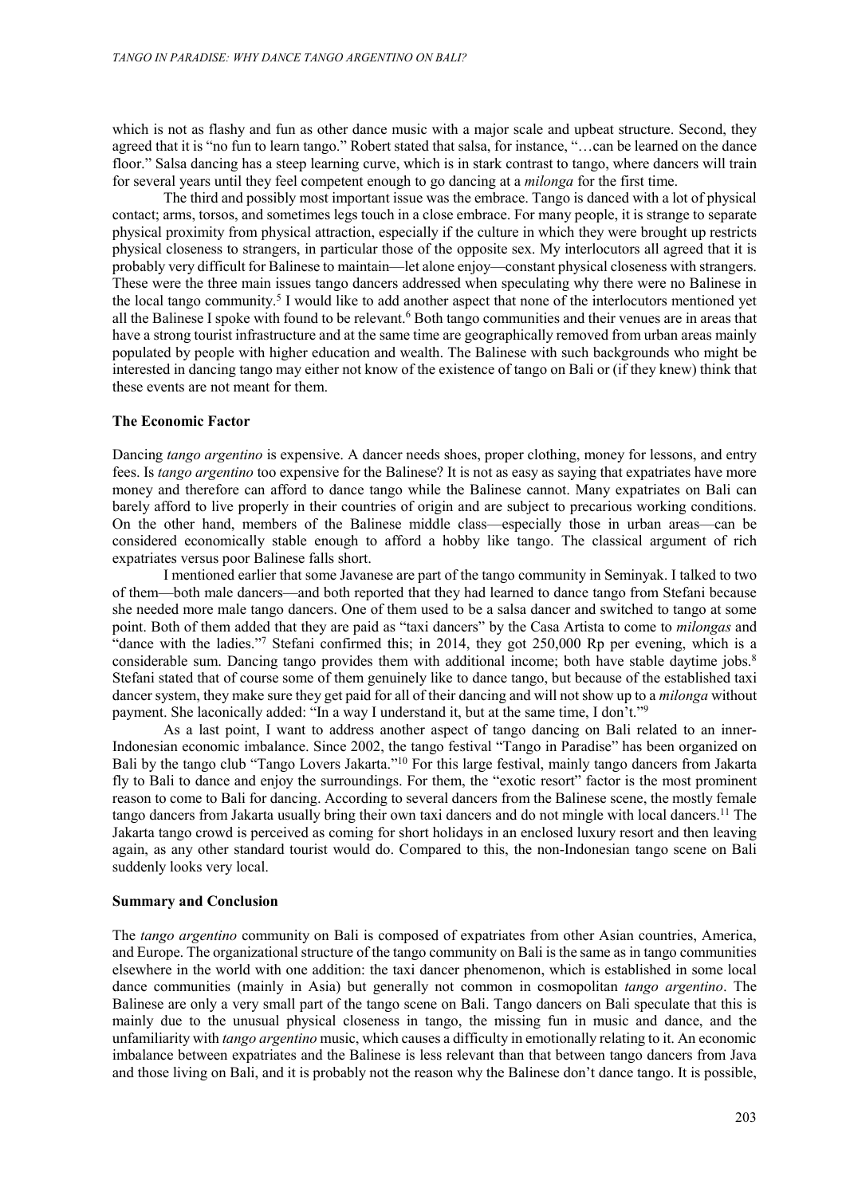which is not as flashy and fun as other dance music with a major scale and upbeat structure. Second, they agreed that it is "no fun to learn tango." Robert stated that salsa, for instance, "…can be learned on the dance floor." Salsa dancing has a steep learning curve, which is in stark contrast to tango, where dancers will train for several years until they feel competent enough to go dancing at a *milonga* for the first time.

The third and possibly most important issue was the embrace. Tango is danced with a lot of physical contact; arms, torsos, and sometimes legs touch in a close embrace. For many people, it is strange to separate physical proximity from physical attraction, especially if the culture in which they were brought up restricts physical closeness to strangers, in particular those of the opposite sex. My interlocutors all agreed that it is probably very difficult for Balinese to maintain—let alone enjoy—constant physical closeness with strangers. These were the three main issues tango dancers addressed when speculating why there were no Balinese in the local tango community.[5] I would like to add another aspect that none of the interlocutors mentioned yet all the Balinese I spoke with found to be relevant.[6] Both tango communities and their venues are in areas that have a strong tourist infrastructure and at the same time are geographically removed from urban areas mainly populated by people with higher education and wealth. The Balinese with such backgrounds who might be interested in dancing tango may either not know of the existence of tango on Bali or (if they knew) think that these events are not meant for them.

### The Economic Factor

Dancing *tango argentino* is expensive. A dancer needs shoes, proper clothing, money for lessons, and entry fees. Is *tango argentino* too expensive for the Balinese? It is not as easy as saying that expatriates have more money and therefore can afford to dance tango while the Balinese cannot. Many expatriates on Bali can barely afford to live properly in their countries of origin and are subject to precarious working conditions. On the other hand, members of the Balinese middle class—especially those in urban areas—can be considered economically stable enough to afford a hobby like tango. The classical argument of rich expatriates versus poor Balinese falls short.

I mentioned earlier that some Javanese are part of the tango community in Seminyak. I talked to two of them—both male dancers—and both reported that they had learned to dance tango from Stefani because she needed more male tango dancers. One of them used to be a salsa dancer and switched to tango at some point. Both of them added that they are paid as "taxi dancers" by the Casa Artista to come to *milongas* and "dance with the ladies."[7] Stefani confirmed this; in 2014, they got 250,000 Rp per evening, which is a considerable sum. Dancing tango provides them with additional income; both have stable daytime jobs.[8] Stefani stated that of course some of them genuinely like to dance tango, but because of the established taxi dancer system, they make sure they get paid for all of their dancing and will not show up to a *milonga* without payment. She laconically added: "In a way I understand it, but at the same time, I don't."[9]

As a last point, I want to address another aspect of tango dancing on Bali related to an inner-Indonesian economic imbalance. Since 2002, the tango festival "Tango in Paradise" has been organized on Bali by the tango club "Tango Lovers Jakarta."[10] For this large festival, mainly tango dancers from Jakarta fly to Bali to dance and enjoy the surroundings. For them, the "exotic resort" factor is the most prominent reason to come to Bali for dancing. According to several dancers from the Balinese scene, the mostly female tango dancers from Jakarta usually bring their own taxi dancers and do not mingle with local dancers.[11] The Jakarta tango crowd is perceived as coming for short holidays in an enclosed luxury resort and then leaving again, as any other standard tourist would do. Compared to this, the non-Indonesian tango scene on Bali suddenly looks very local.

### Summary and Conclusion

The *tango argentino* community on Bali is composed of expatriates from other Asian countries, America, and Europe. The organizational structure of the tango community on Bali is the same as in tango communities elsewhere in the world with one addition: the taxi dancer phenomenon, which is established in some local dance communities (mainly in Asia) but generally not common in cosmopolitan *tango argentino*. The Balinese are only a very small part of the tango scene on Bali. Tango dancers on Bali speculate that this is mainly due to the unusual physical closeness in tango, the missing fun in music and dance, and the unfamiliarity with *tango argentino* music, which causes a difficulty in emotionally relating to it. An economic imbalance between expatriates and the Balinese is less relevant than that between tango dancers from Java and those living on Bali, and it is probably not the reason why the Balinese don't dance tango. It is possible,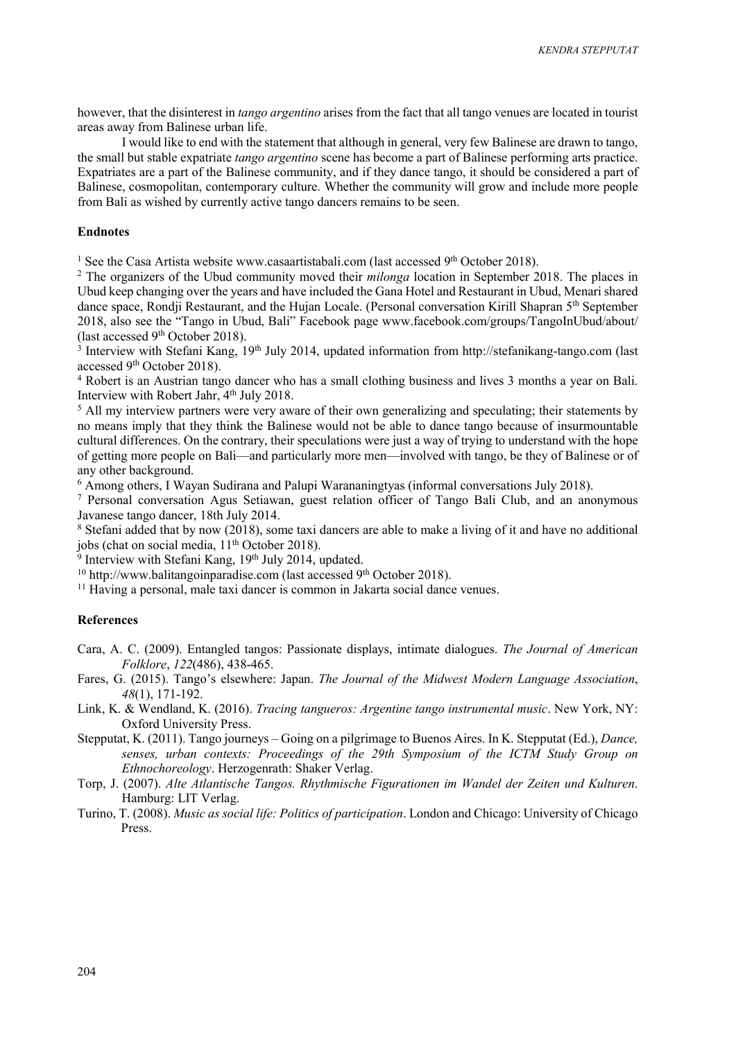however, that the disinterest in *tango argentino* arises from the fact that all tango venues are located in tourist areas away from Balinese urban life.

I would like to end with the statement that although in general, very few Balinese are drawn to tango, the small but stable expatriate *tango argentino* scene has become a part of Balinese performing arts practice. Expatriates are a part of the Balinese community, and if they dance tango, it should be considered a part of Balinese, cosmopolitan, contemporary culture. Whether the community will grow and include more people from Bali as wished by currently active tango dancers remains to be seen.

## Endnotes

[1] See the Casa Artista website www.casaartistabali.com (last accessed 9th October 2018).

[2] The organizers of the Ubud community moved their *milonga* location in September 2018. The places in Ubud keep changing over the years and have included the Gana Hotel and Restaurant in Ubud, Menari shared dance space, Rondji Restaurant, and the Hujan Locale. (Personal conversation Kirill Shapran 5th September 2018, also see the "Tango in Ubud, Bali" Facebook page www.facebook.com/groups/TangoInUbud/about/ (last accessed 9th October 2018).

[3] Interview with Stefani Kang, 19th July 2014, updated information from http://stefanikang-tango.com (last accessed 9th October 2018).

[4] Robert is an Austrian tango dancer who has a small clothing business and lives 3 months a year on Bali. Interview with Robert Jahr, 4th July 2018.

[5] All my interview partners were very aware of their own generalizing and speculating; their statements by no means imply that they think the Balinese would not be able to dance tango because of insurmountable cultural differences. On the contrary, their speculations were just a way of trying to understand with the hope of getting more people on Bali—and particularly more men—involved with tango, be they of Balinese or of any other background.

[6] Among others, I Wayan Sudirana and Palupi Warananingtyas (informal conversations July 2018).

[7] Personal conversation Agus Setiawan, guest relation officer of Tango Bali Club, and an anonymous Javanese tango dancer, 18th July 2014.

[8] Stefani added that by now (2018), some taxi dancers are able to make a living of it and have no additional jobs (chat on social media, 11th October 2018).

[9] Interview with Stefani Kang, 19th July 2014, updated.

[10] http://www.balitangoinparadise.com (last accessed 9th October 2018).

[11] Having a personal, male taxi dancer is common in Jakarta social dance venues.

## References

Cara, A. C. (2009). Entangled tangos: Passionate displays, intimate dialogues. *The Journal of American Folklore*, *122*(486), 438-465.

Fares, G. (2015). Tango's elsewhere: Japan. *The Journal of the Midwest Modern Language Association*, *48*(1), 171-192.

Link, K. & Wendland, K. (2016). *Tracing tangueros: Argentine tango instrumental music*. New York, NY: Oxford University Press.

Stepputat, K. (2011). Tango journeys – Going on a pilgrimage to Buenos Aires. In K. Stepputat (Ed.), *Dance, senses, urban contexts: Proceedings of the 29th Symposium of the ICTM Study Group on Ethnochoreology*. Herzogenrath: Shaker Verlag.

Torp, J. (2007). *Alte Atlantische Tangos. Rhythmische Figurationen im Wandel der Zeiten und Kulturen*. Hamburg: LIT Verlag.

Turino, T. (2008). *Music as social life: Politics of participation*. London and Chicago: University of Chicago Press.